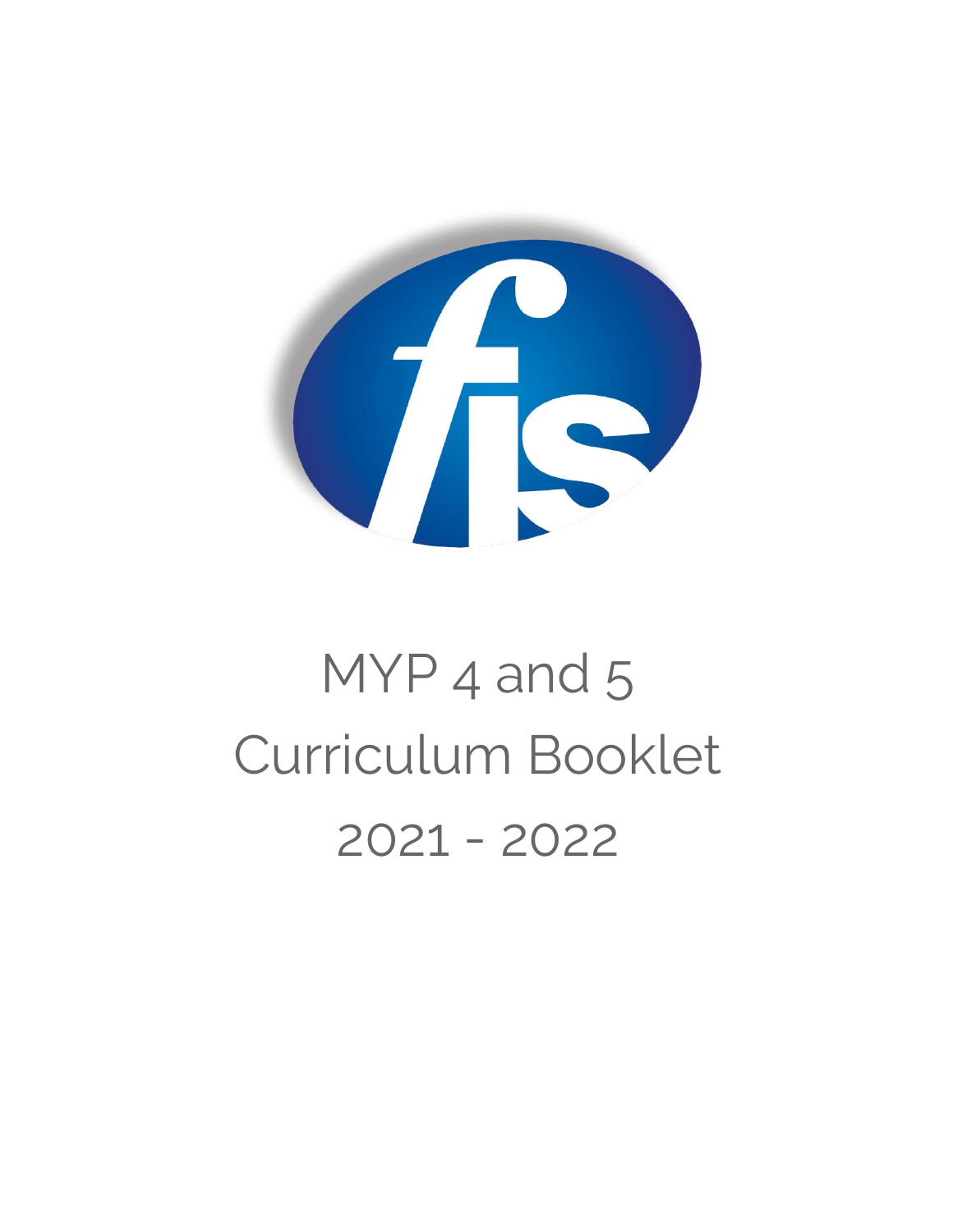# MYP 4 and 5 Curriculum Booklet 2021 - 2022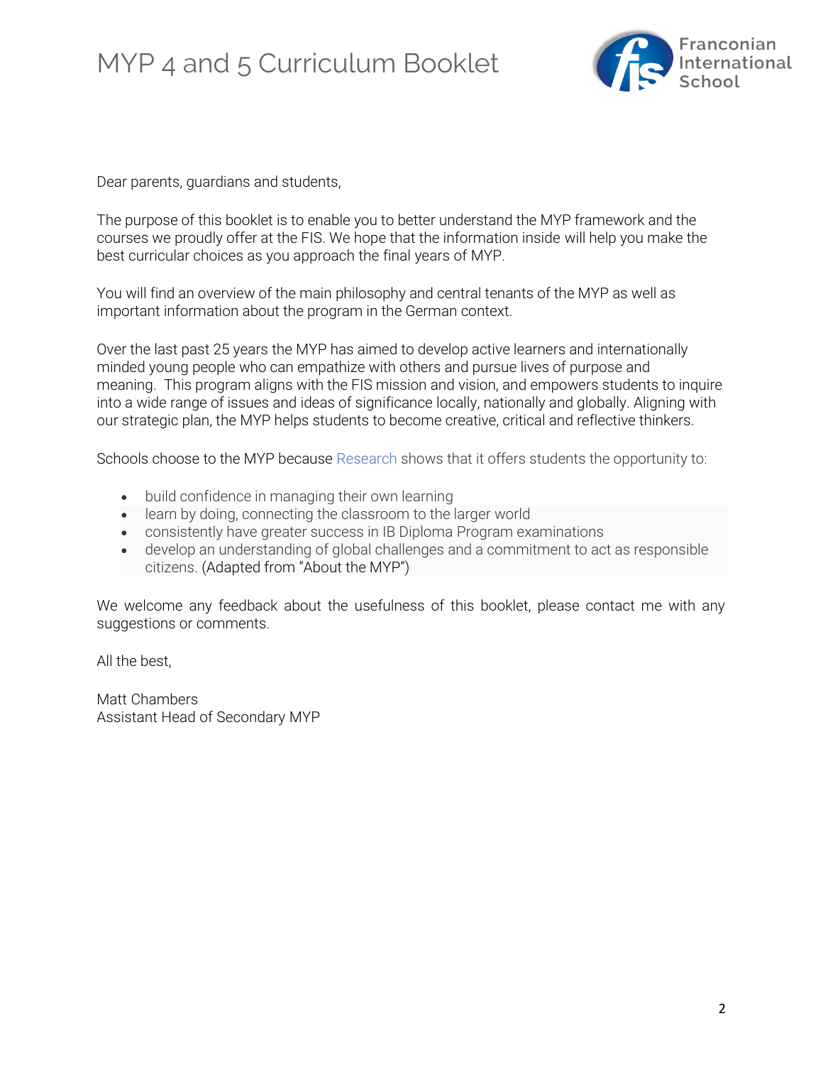Dear parents, guardians and students,

The purpose of this booklet is to enable you to better understand the MYP framework and the courses we proudly offer at the FIS. We hope that the information inside will help you make the best curricular choices as you approach the final years of MYP.

You will find an overview of the main philosophy and central tenants of the MYP as well as important information about the program in the German context.

Over the last past 25 years the MYP has aimed to develop active learners and internationally minded young people who can empathize with others and pursue lives of purpose and meaning. This program aligns with the FIS mission and vision, and empowers students to inquire into a wide range of issues and ideas of significance locally, nationally and globally. Aligning with our strategic plan, the MYP helps students to become creative, critical and reflective thinkers.

Schools choose to the MYP because Research shows that it offers students the opportunity to:

- build confidence in managing their own learning
- learn by doing, connecting the classroom to the larger world
- consistently have greater success in IB Diploma Program examinations
- develop an understanding of global challenges and a commitment to act as responsible citizens. (Adapted from "About the MYP")

We welcome any feedback about the usefulness of this booklet, please contact me with any suggestions or comments.

All the best,

Matt Chambers
Assistant Head of Secondary MYP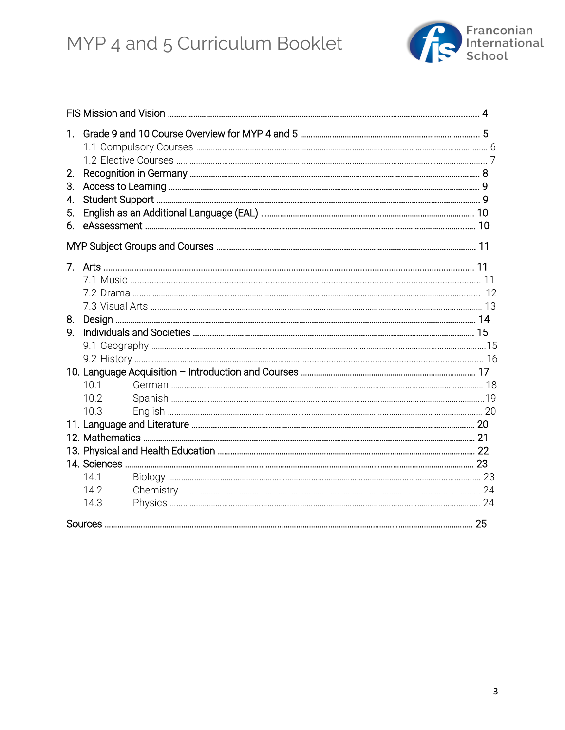FIS Mission and Vision ........ 4

1. Grade 9 and 10 Course Overview for MYP 4 and 5 ........ 5
   - 1.1 Compulsory Courses ........ 6
   - 1.2 Elective Courses ........ 7
2. Recognition in Germany ........ 8
3. Access to Learning ........ 9
4. Student Support ........ 9
5. English as an Additional Language (EAL) ........ 10
6. eAssessment ........ 10

MYP Subject Groups and Courses ........ 11

7. Arts ........ 11
   - 7.1 Music ........ 11
   - 7.2 Drama ........ 12
   - 7.3 Visual Arts ........ 13
8. Design ........ 14
9. Individuals and Societies ........ 15
   - 9.1 Geography ........ 15
   - 9.2 History ........ 16
10. Language Acquisition – Introduction and Courses ........ 17
    - 10.1 German ........ 18
    - 10.2 Spanish ........ 19
    - 10.3 English ........ 20
11. Language and Literature ........ 20
12. Mathematics ........ 21
13. Physical and Health Education ........ 22
14. Sciences ........ 23
    - 14.1 Biology ........ 23
    - 14.2 Chemistry ........ 24
    - 14.3 Physics ........ 24

Sources ........ 25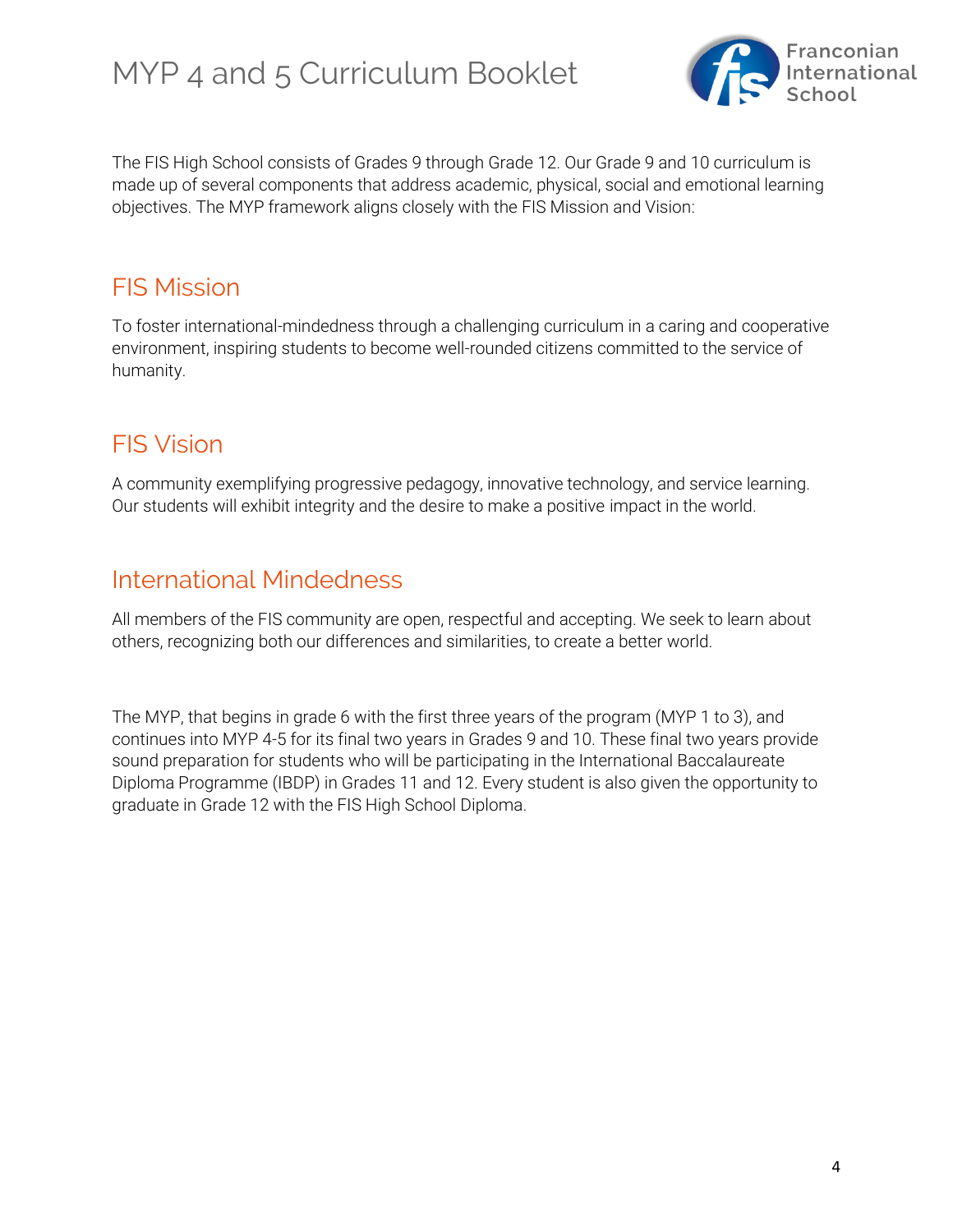The FIS High School consists of Grades 9 through Grade 12. Our Grade 9 and 10 curriculum is made up of several components that address academic, physical, social and emotional learning objectives. The MYP framework aligns closely with the FIS Mission and Vision:

## FIS Mission

To foster international-mindedness through a challenging curriculum in a caring and cooperative environment, inspiring students to become well-rounded citizens committed to the service of humanity.

## FIS Vision

A community exemplifying progressive pedagogy, innovative technology, and service learning. Our students will exhibit integrity and the desire to make a positive impact in the world.

## International Mindedness

All members of the FIS community are open, respectful and accepting. We seek to learn about others, recognizing both our differences and similarities, to create a better world.

The MYP, that begins in grade 6 with the first three years of the program (MYP 1 to 3), and continues into MYP 4-5 for its final two years in Grades 9 and 10. These final two years provide sound preparation for students who will be participating in the International Baccalaureate Diploma Programme (IBDP) in Grades 11 and 12. Every student is also given the opportunity to graduate in Grade 12 with the FIS High School Diploma.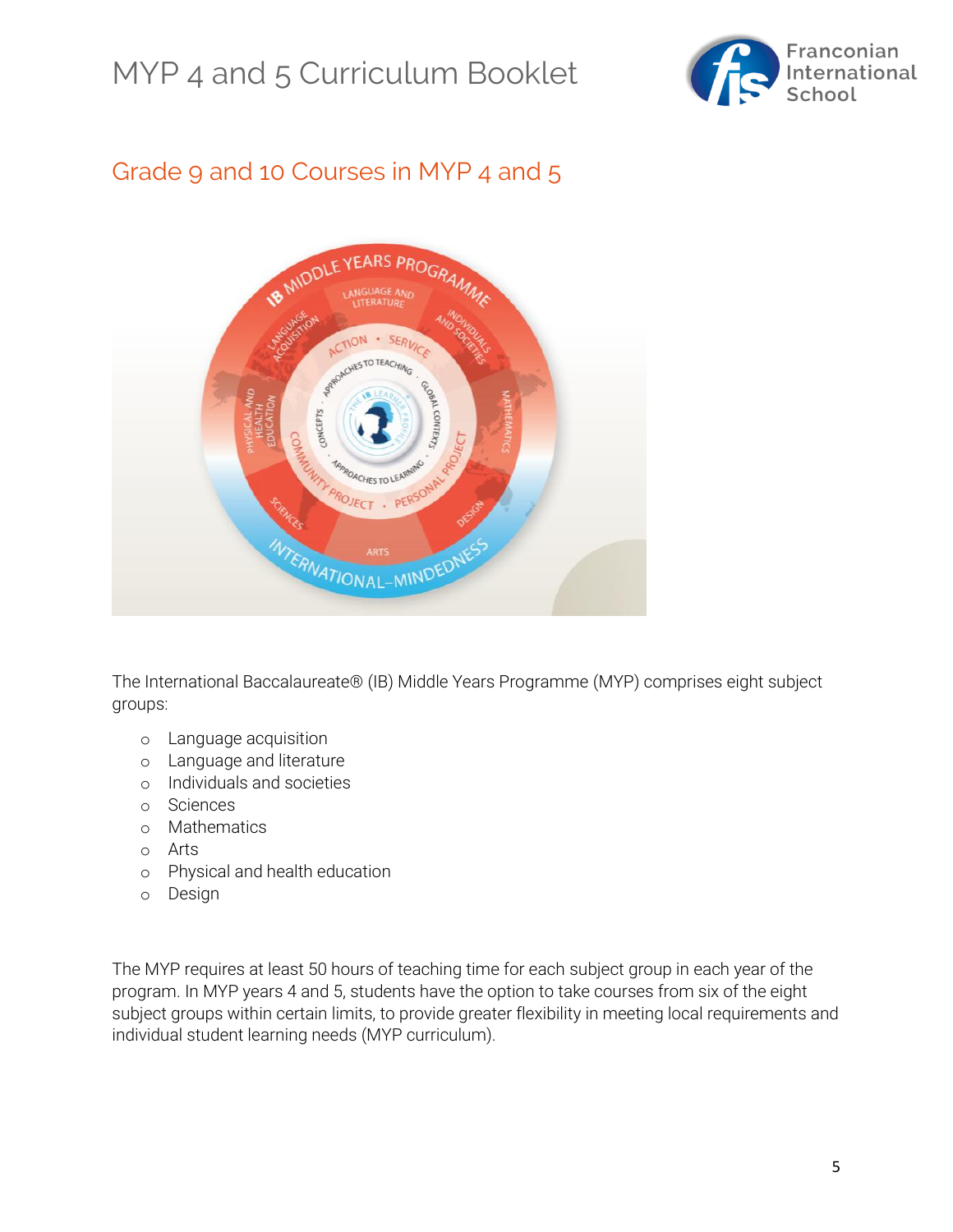## Grade 9 and 10 Courses in MYP 4 and 5

The International Baccalaureate® (IB) Middle Years Programme (MYP) comprises eight subject groups:

- Language acquisition
- Language and literature
- Individuals and societies
- Sciences
- Mathematics
- Arts
- Physical and health education
- Design

The MYP requires at least 50 hours of teaching time for each subject group in each year of the program. In MYP years 4 and 5, students have the option to take courses from six of the eight subject groups within certain limits, to provide greater flexibility in meeting local requirements and individual student learning needs (MYP curriculum).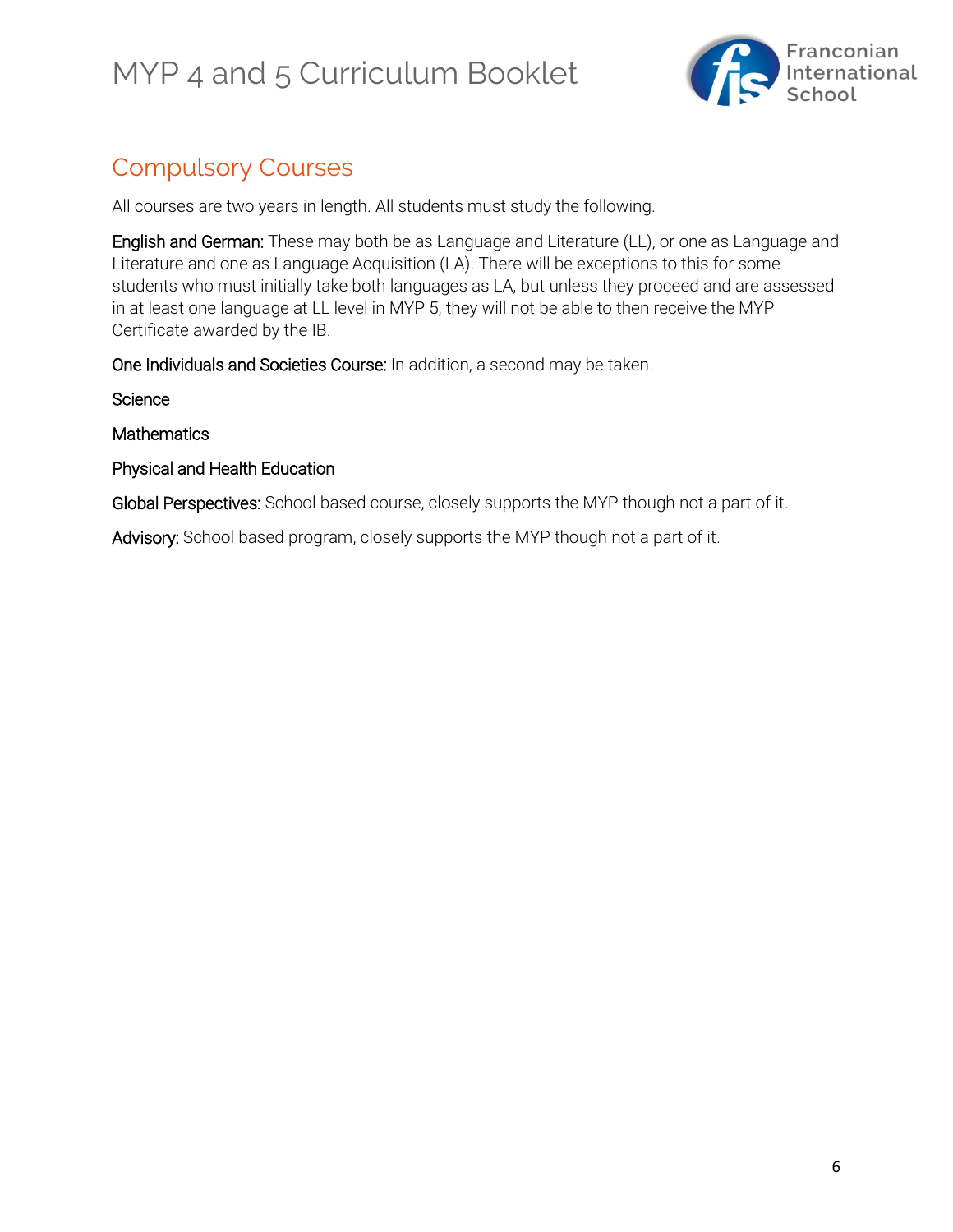## Compulsory Courses

All courses are two years in length. All students must study the following.

**English and German:** These may both be as Language and Literature (LL), or one as Language and Literature and one as Language Acquisition (LA). There will be exceptions to this for some students who must initially take both languages as LA, but unless they proceed and are assessed in at least one language at LL level in MYP 5, they will not be able to then receive the MYP Certificate awarded by the IB.

**One Individuals and Societies Course:** In addition, a second may be taken.

**Science**

**Mathematics**

**Physical and Health Education**

**Global Perspectives:** School based course, closely supports the MYP though not a part of it.

**Advisory:** School based program, closely supports the MYP though not a part of it.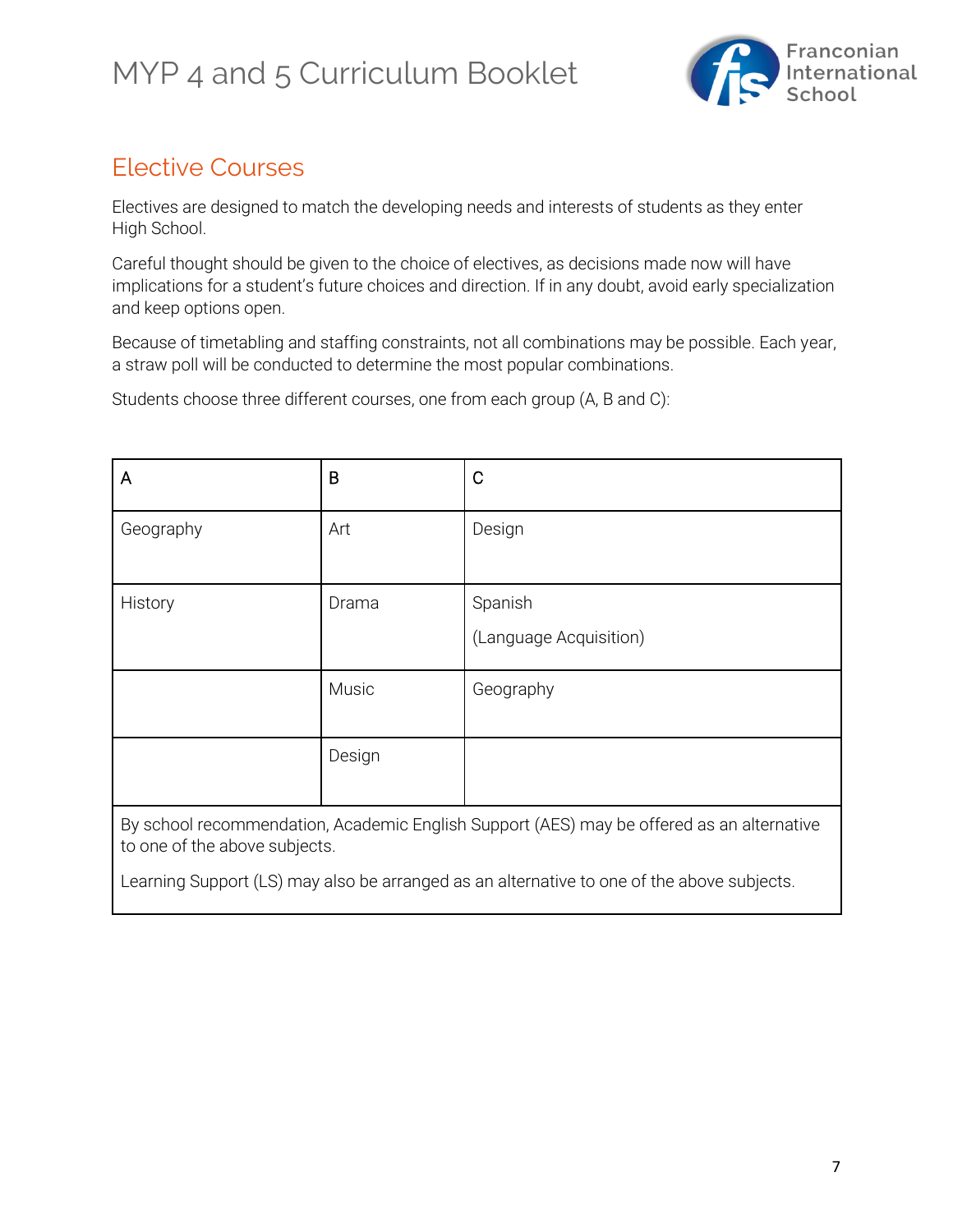## Elective Courses

Electives are designed to match the developing needs and interests of students as they enter High School.

Careful thought should be given to the choice of electives, as decisions made now will have implications for a student's future choices and direction. If in any doubt, avoid early specialization and keep options open.

Because of timetabling and staffing constraints, not all combinations may be possible. Each year, a straw poll will be conducted to determine the most popular combinations.

Students choose three different courses, one from each group (A, B and C):

| A | B | C |
|---|---|---|
| Geography | Art | Design |
| History | Drama | Spanish (Language Acquisition) |
| | Music | Geography |
| | Design | |
| By school recommendation, Academic English Support (AES) may be offered as an alternative to one of the above subjects. Learning Support (LS) may also be arranged as an alternative to one of the above subjects. | | |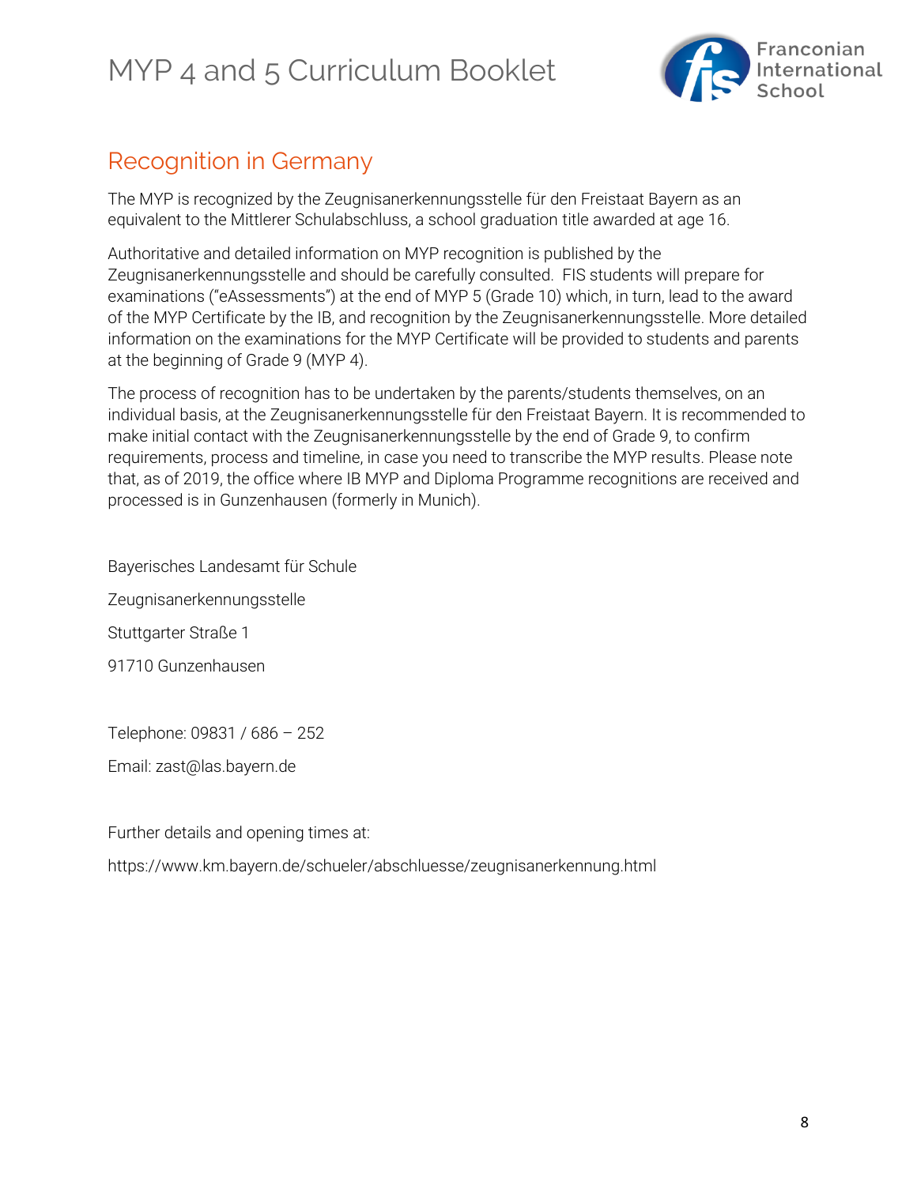## Recognition in Germany

The MYP is recognized by the Zeugnisanerkennungsstelle für den Freistaat Bayern as an equivalent to the Mittlerer Schulabschluss, a school graduation title awarded at age 16.

Authoritative and detailed information on MYP recognition is published by the Zeugnisanerkennungsstelle and should be carefully consulted. FIS students will prepare for examinations ("eAssessments") at the end of MYP 5 (Grade 10) which, in turn, lead to the award of the MYP Certificate by the IB, and recognition by the Zeugnisanerkennungsstelle. More detailed information on the examinations for the MYP Certificate will be provided to students and parents at the beginning of Grade 9 (MYP 4).

The process of recognition has to be undertaken by the parents/students themselves, on an individual basis, at the Zeugnisanerkennungsstelle für den Freistaat Bayern. It is recommended to make initial contact with the Zeugnisanerkennungsstelle by the end of Grade 9, to confirm requirements, process and timeline, in case you need to transcribe the MYP results. Please note that, as of 2019, the office where IB MYP and Diploma Programme recognitions are received and processed is in Gunzenhausen (formerly in Munich).

Bayerisches Landesamt für Schule

Zeugnisanerkennungsstelle

Stuttgarter Straße 1

91710 Gunzenhausen

Telephone: 09831 / 686 – 252

Email: zast@las.bayern.de

Further details and opening times at:

https://www.km.bayern.de/schueler/abschluesse/zeugnisanerkennung.html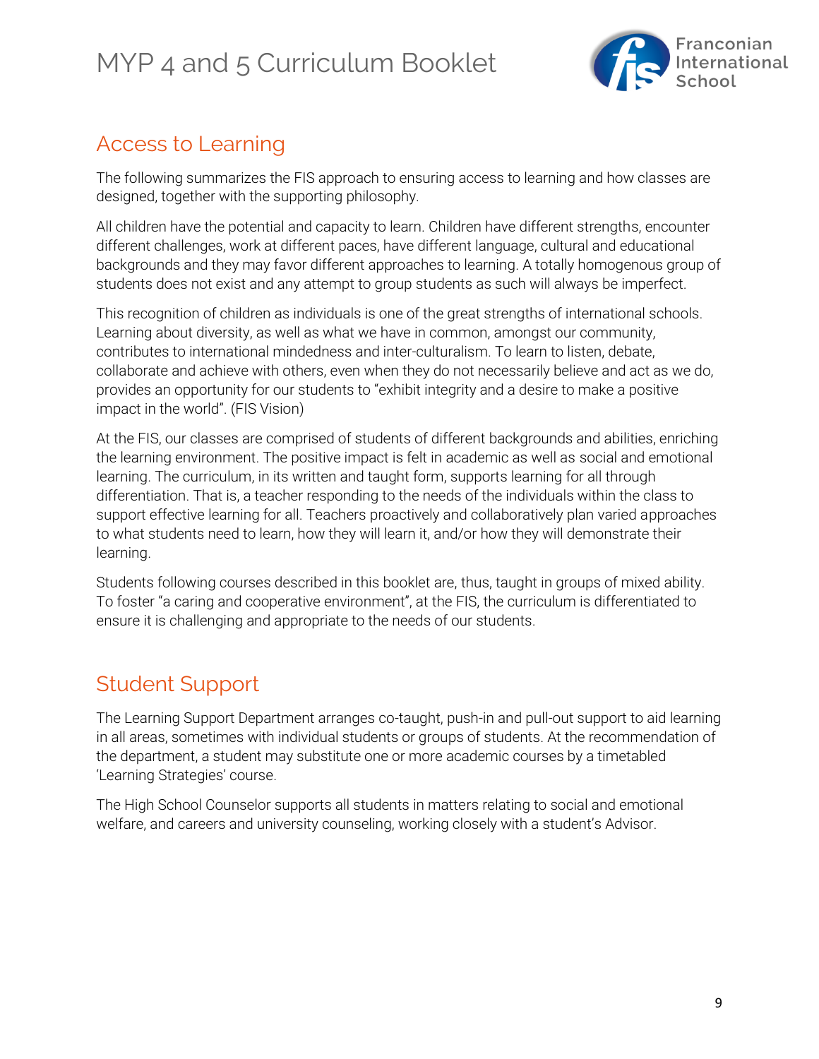## Access to Learning

The following summarizes the FIS approach to ensuring access to learning and how classes are designed, together with the supporting philosophy.

All children have the potential and capacity to learn. Children have different strengths, encounter different challenges, work at different paces, have different language, cultural and educational backgrounds and they may favor different approaches to learning. A totally homogenous group of students does not exist and any attempt to group students as such will always be imperfect.

This recognition of children as individuals is one of the great strengths of international schools. Learning about diversity, as well as what we have in common, amongst our community, contributes to international mindedness and inter-culturalism. To learn to listen, debate, collaborate and achieve with others, even when they do not necessarily believe and act as we do, provides an opportunity for our students to "exhibit integrity and a desire to make a positive impact in the world". (FIS Vision)

At the FIS, our classes are comprised of students of different backgrounds and abilities, enriching the learning environment. The positive impact is felt in academic as well as social and emotional learning. The curriculum, in its written and taught form, supports learning for all through differentiation. That is, a teacher responding to the needs of the individuals within the class to support effective learning for all. Teachers proactively and collaboratively plan varied approaches to what students need to learn, how they will learn it, and/or how they will demonstrate their learning.

Students following courses described in this booklet are, thus, taught in groups of mixed ability. To foster "a caring and cooperative environment", at the FIS, the curriculum is differentiated to ensure it is challenging and appropriate to the needs of our students.

## Student Support

The Learning Support Department arranges co-taught, push-in and pull-out support to aid learning in all areas, sometimes with individual students or groups of students. At the recommendation of the department, a student may substitute one or more academic courses by a timetabled 'Learning Strategies' course.

The High School Counselor supports all students in matters relating to social and emotional welfare, and careers and university counseling, working closely with a student's Advisor.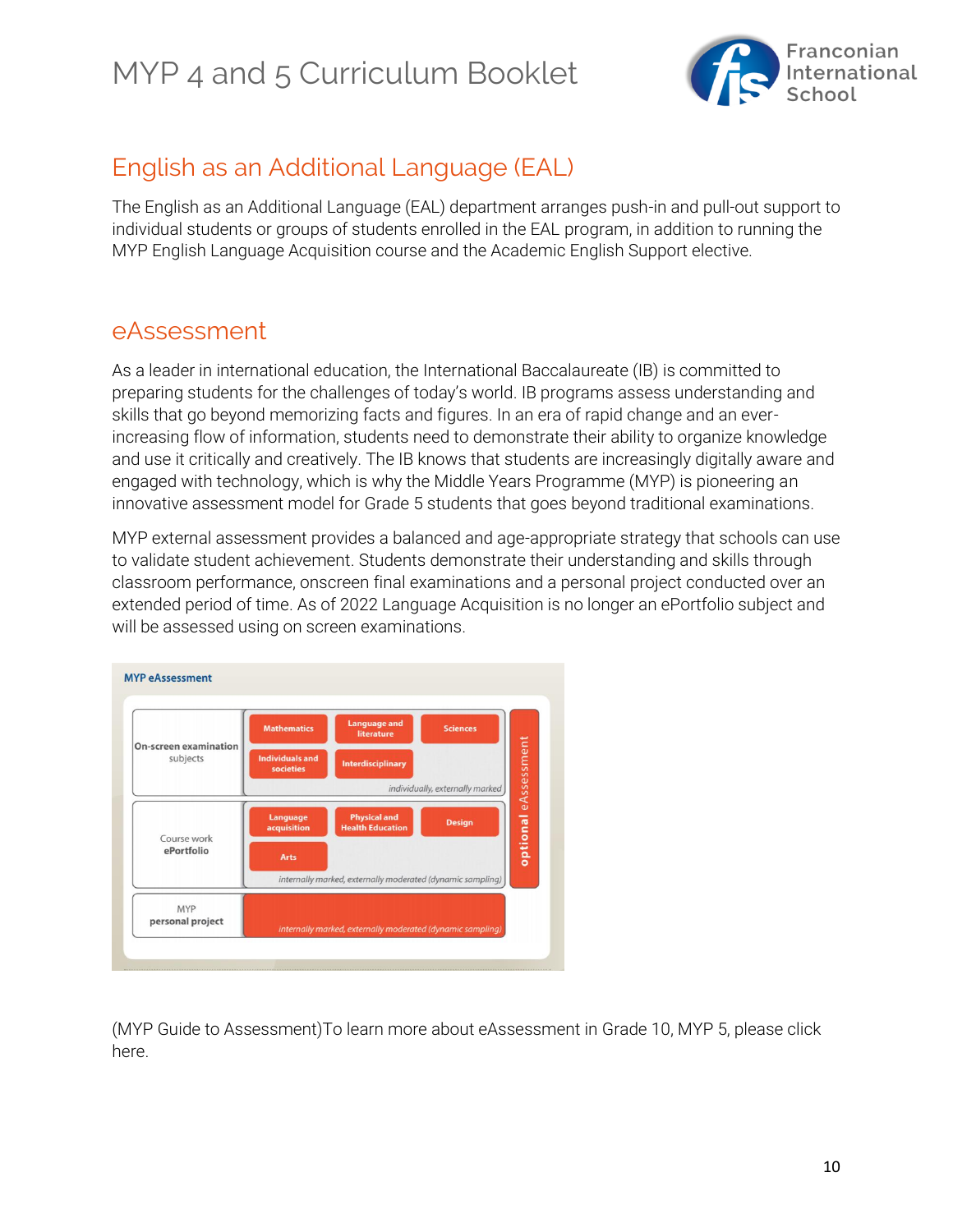## English as an Additional Language (EAL)

The English as an Additional Language (EAL) department arranges push-in and pull-out support to individual students or groups of students enrolled in the EAL program, in addition to running the MYP English Language Acquisition course and the Academic English Support elective.

## eAssessment

As a leader in international education, the International Baccalaureate (IB) is committed to preparing students for the challenges of today's world. IB programs assess understanding and skills that go beyond memorizing facts and figures. In an era of rapid change and an ever-increasing flow of information, students need to demonstrate their ability to organize knowledge and use it critically and creatively. The IB knows that students are increasingly digitally aware and engaged with technology, which is why the Middle Years Programme (MYP) is pioneering an innovative assessment model for Grade 5 students that goes beyond traditional examinations.

MYP external assessment provides a balanced and age-appropriate strategy that schools can use to validate student achievement. Students demonstrate their understanding and skills through classroom performance, onscreen final examinations and a personal project conducted over an extended period of time. As of 2022 Language Acquisition is no longer an ePortfolio subject and will be assessed using on screen examinations.

**MYP eAssessment**

| | Subjects | |
|---|---|---|
| **On-screen examination** subjects | Mathematics, Language and literature, Sciences, Individuals and societies, Interdisciplinary (*individually, externally marked*) | optional eAssessment |
| Course work **ePortfolio** | Language acquisition, Physical and Health Education, Design, Arts (*internally marked, externally moderated (dynamic sampling)*) | optional eAssessment |
| MYP **personal project** | *internally marked, externally moderated (dynamic sampling)* | |

(MYP Guide to Assessment)To learn more about eAssessment in Grade 10, MYP 5, please click here.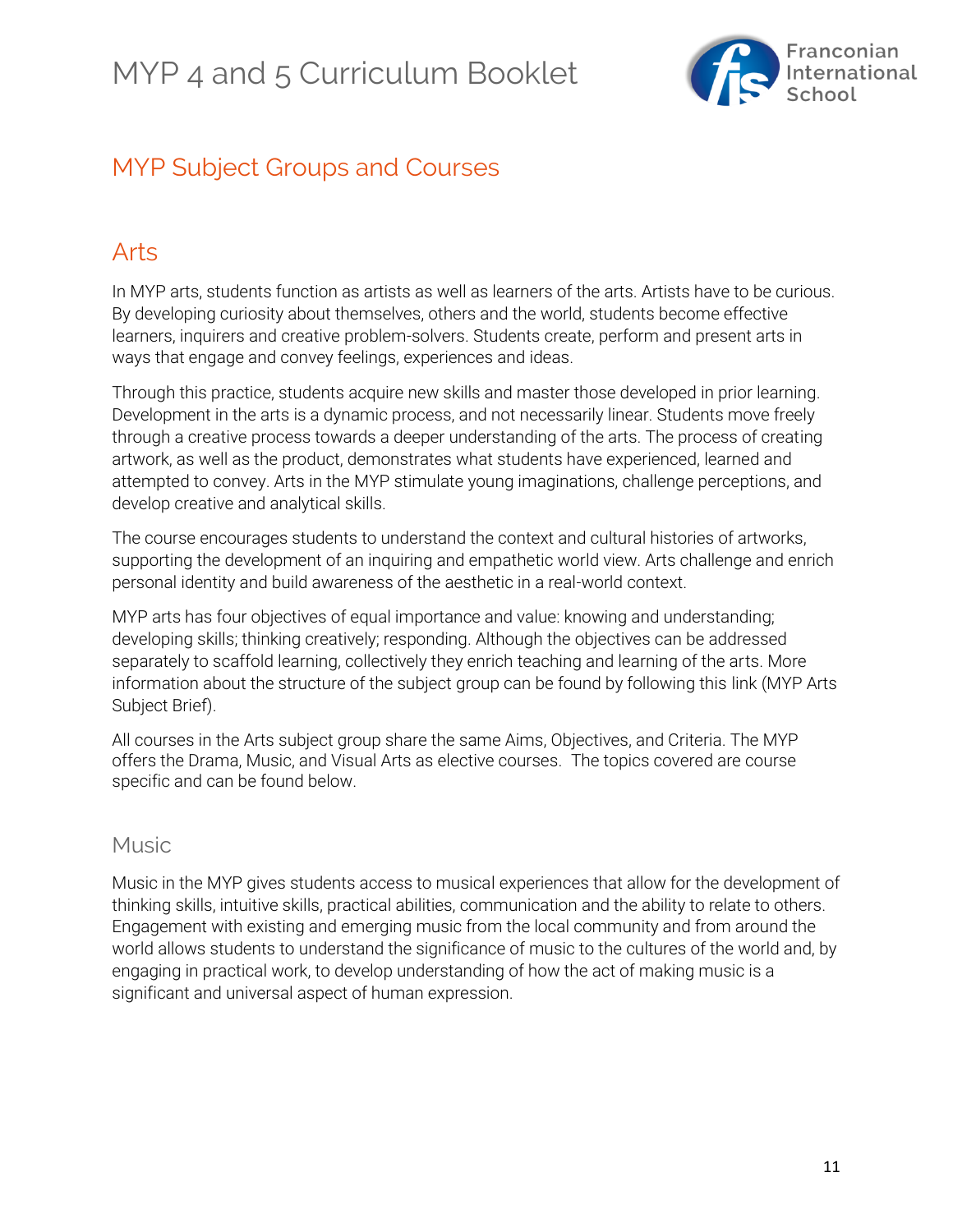## MYP Subject Groups and Courses

## Arts

In MYP arts, students function as artists as well as learners of the arts. Artists have to be curious. By developing curiosity about themselves, others and the world, students become effective learners, inquirers and creative problem-solvers. Students create, perform and present arts in ways that engage and convey feelings, experiences and ideas.

Through this practice, students acquire new skills and master those developed in prior learning. Development in the arts is a dynamic process, and not necessarily linear. Students move freely through a creative process towards a deeper understanding of the arts. The process of creating artwork, as well as the product, demonstrates what students have experienced, learned and attempted to convey. Arts in the MYP stimulate young imaginations, challenge perceptions, and develop creative and analytical skills.

The course encourages students to understand the context and cultural histories of artworks, supporting the development of an inquiring and empathetic world view. Arts challenge and enrich personal identity and build awareness of the aesthetic in a real-world context.

MYP arts has four objectives of equal importance and value: knowing and understanding; developing skills; thinking creatively; responding. Although the objectives can be addressed separately to scaffold learning, collectively they enrich teaching and learning of the arts. More information about the structure of the subject group can be found by following this link (MYP Arts Subject Brief).

All courses in the Arts subject group share the same Aims, Objectives, and Criteria. The MYP offers the Drama, Music, and Visual Arts as elective courses. The topics covered are course specific and can be found below.

### Music

Music in the MYP gives students access to musical experiences that allow for the development of thinking skills, intuitive skills, practical abilities, communication and the ability to relate to others. Engagement with existing and emerging music from the local community and from around the world allows students to understand the significance of music to the cultures of the world and, by engaging in practical work, to develop understanding of how the act of making music is a significant and universal aspect of human expression.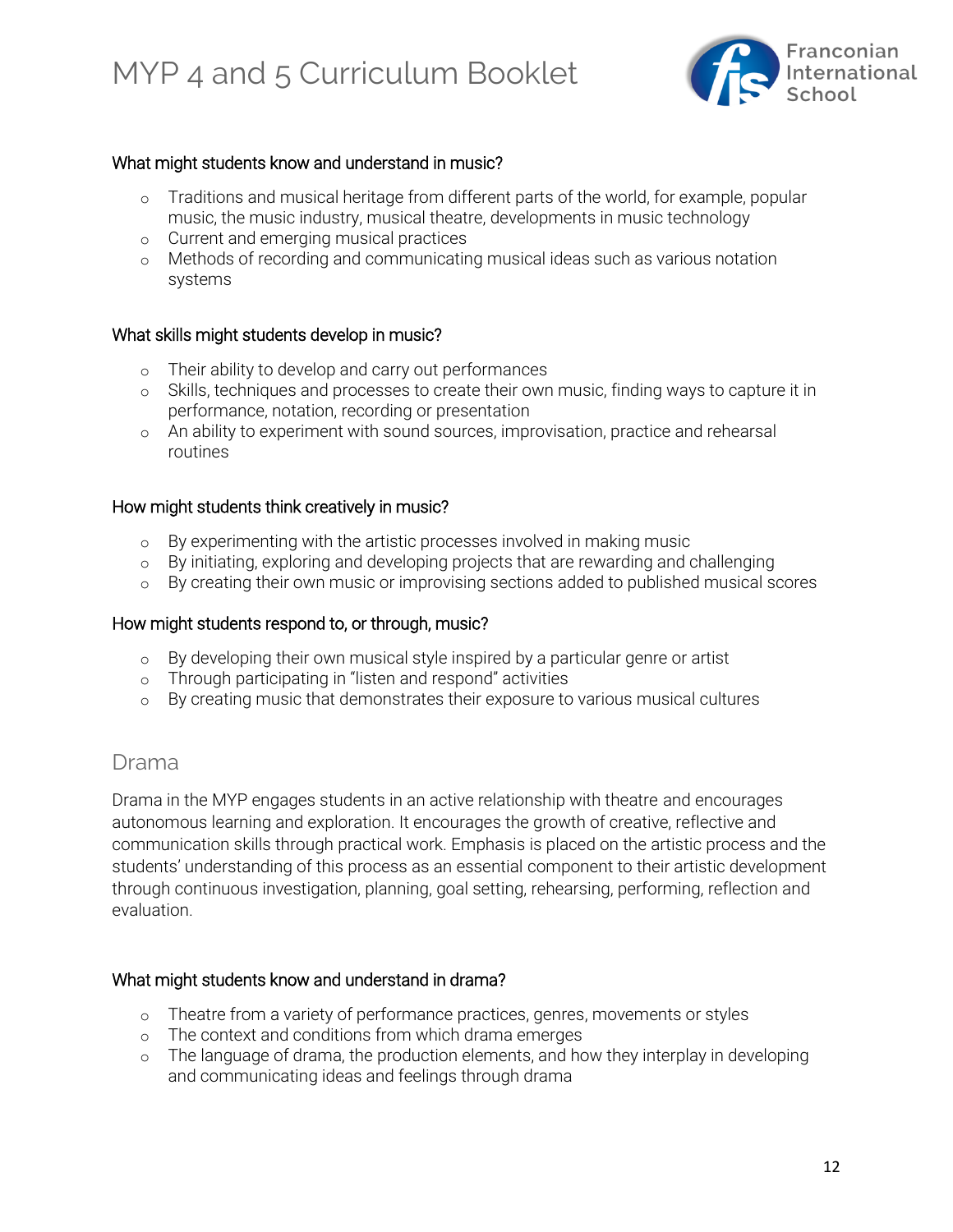#### What might students know and understand in music?

- Traditions and musical heritage from different parts of the world, for example, popular music, the music industry, musical theatre, developments in music technology
- Current and emerging musical practices
- Methods of recording and communicating musical ideas such as various notation systems

#### What skills might students develop in music?

- Their ability to develop and carry out performances
- Skills, techniques and processes to create their own music, finding ways to capture it in performance, notation, recording or presentation
- An ability to experiment with sound sources, improvisation, practice and rehearsal routines

#### How might students think creatively in music?

- By experimenting with the artistic processes involved in making music
- By initiating, exploring and developing projects that are rewarding and challenging
- By creating their own music or improvising sections added to published musical scores

#### How might students respond to, or through, music?

- By developing their own musical style inspired by a particular genre or artist
- Through participating in "listen and respond" activities
- By creating music that demonstrates their exposure to various musical cultures

### Drama

Drama in the MYP engages students in an active relationship with theatre and encourages autonomous learning and exploration. It encourages the growth of creative, reflective and communication skills through practical work. Emphasis is placed on the artistic process and the students' understanding of this process as an essential component to their artistic development through continuous investigation, planning, goal setting, rehearsing, performing, reflection and evaluation.

#### What might students know and understand in drama?

- Theatre from a variety of performance practices, genres, movements or styles
- The context and conditions from which drama emerges
- The language of drama, the production elements, and how they interplay in developing and communicating ideas and feelings through drama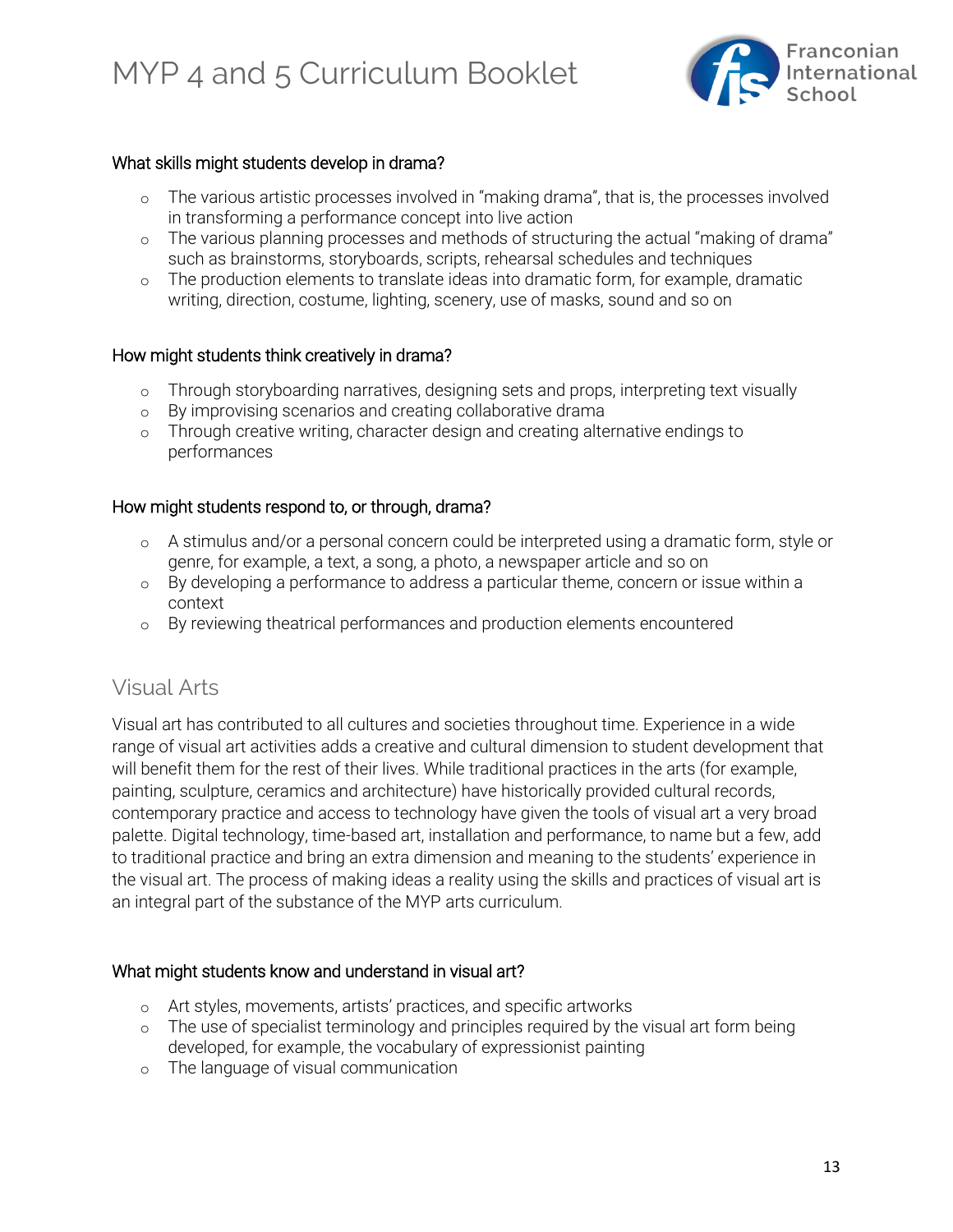#### What skills might students develop in drama?

- The various artistic processes involved in “making drama”, that is, the processes involved in transforming a performance concept into live action
- The various planning processes and methods of structuring the actual “making of drama” such as brainstorms, storyboards, scripts, rehearsal schedules and techniques
- The production elements to translate ideas into dramatic form, for example, dramatic writing, direction, costume, lighting, scenery, use of masks, sound and so on

#### How might students think creatively in drama?

- Through storyboarding narratives, designing sets and props, interpreting text visually
- By improvising scenarios and creating collaborative drama
- Through creative writing, character design and creating alternative endings to performances

#### How might students respond to, or through, drama?

- A stimulus and/or a personal concern could be interpreted using a dramatic form, style or genre, for example, a text, a song, a photo, a newspaper article and so on
- By developing a performance to address a particular theme, concern or issue within a context
- By reviewing theatrical performances and production elements encountered

## Visual Arts

Visual art has contributed to all cultures and societies throughout time. Experience in a wide range of visual art activities adds a creative and cultural dimension to student development that will benefit them for the rest of their lives. While traditional practices in the arts (for example, painting, sculpture, ceramics and architecture) have historically provided cultural records, contemporary practice and access to technology have given the tools of visual art a very broad palette. Digital technology, time-based art, installation and performance, to name but a few, add to traditional practice and bring an extra dimension and meaning to the students’ experience in the visual art. The process of making ideas a reality using the skills and practices of visual art is an integral part of the substance of the MYP arts curriculum.

#### What might students know and understand in visual art?

- Art styles, movements, artists’ practices, and specific artworks
- The use of specialist terminology and principles required by the visual art form being developed, for example, the vocabulary of expressionist painting
- The language of visual communication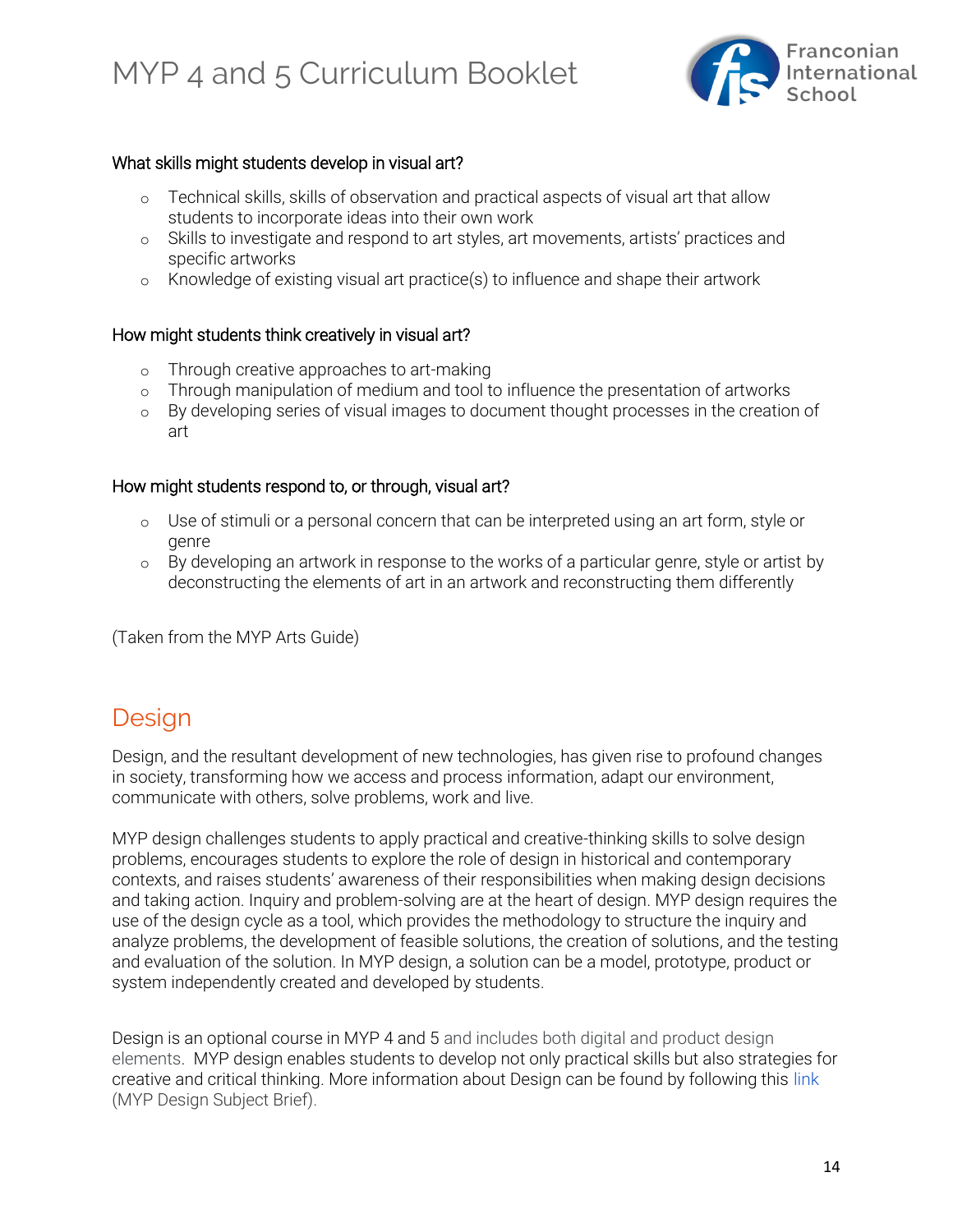### What skills might students develop in visual art?

- Technical skills, skills of observation and practical aspects of visual art that allow students to incorporate ideas into their own work
- Skills to investigate and respond to art styles, art movements, artists' practices and specific artworks
- Knowledge of existing visual art practice(s) to influence and shape their artwork

### How might students think creatively in visual art?

- Through creative approaches to art-making
- Through manipulation of medium and tool to influence the presentation of artworks
- By developing series of visual images to document thought processes in the creation of art

### How might students respond to, or through, visual art?

- Use of stimuli or a personal concern that can be interpreted using an art form, style or genre
- By developing an artwork in response to the works of a particular genre, style or artist by deconstructing the elements of art in an artwork and reconstructing them differently

(Taken from the MYP Arts Guide)

## Design

Design, and the resultant development of new technologies, has given rise to profound changes in society, transforming how we access and process information, adapt our environment, communicate with others, solve problems, work and live.

MYP design challenges students to apply practical and creative-thinking skills to solve design problems, encourages students to explore the role of design in historical and contemporary contexts, and raises students' awareness of their responsibilities when making design decisions and taking action. Inquiry and problem-solving are at the heart of design. MYP design requires the use of the design cycle as a tool, which provides the methodology to structure the inquiry and analyze problems, the development of feasible solutions, the creation of solutions, and the testing and evaluation of the solution. In MYP design, a solution can be a model, prototype, product or system independently created and developed by students.

Design is an optional course in MYP 4 and 5 and includes both digital and product design elements. MYP design enables students to develop not only practical skills but also strategies for creative and critical thinking. More information about Design can be found by following this link (MYP Design Subject Brief).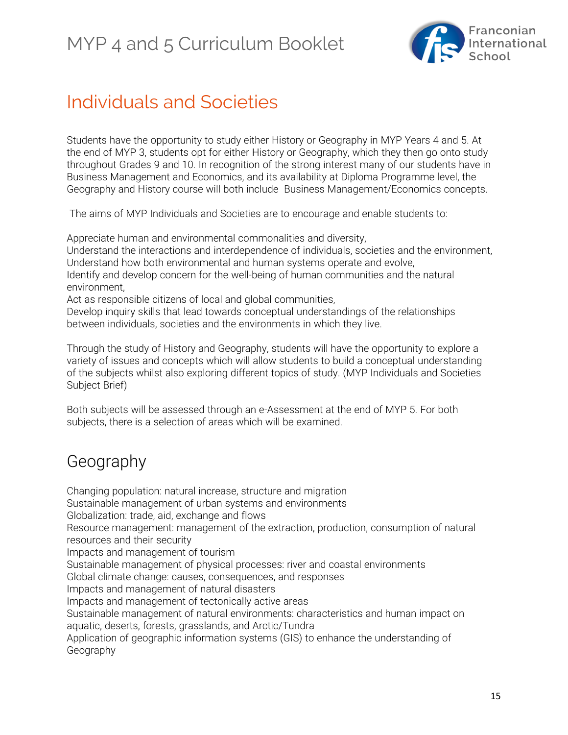# Individuals and Societies

Students have the opportunity to study either History or Geography in MYP Years 4 and 5. At the end of MYP 3, students opt for either History or Geography, which they then go onto study throughout Grades 9 and 10. In recognition of the strong interest many of our students have in Business Management and Economics, and its availability at Diploma Programme level, the Geography and History course will both include Business Management/Economics concepts.

The aims of MYP Individuals and Societies are to encourage and enable students to:

Appreciate human and environmental commonalities and diversity,
Understand the interactions and interdependence of individuals, societies and the environment,
Understand how both environmental and human systems operate and evolve,
Identify and develop concern for the well-being of human communities and the natural environment,
Act as responsible citizens of local and global communities,
Develop inquiry skills that lead towards conceptual understandings of the relationships between individuals, societies and the environments in which they live.

Through the study of History and Geography, students will have the opportunity to explore a variety of issues and concepts which will allow students to build a conceptual understanding of the subjects whilst also exploring different topics of study. (MYP Individuals and Societies Subject Brief)

Both subjects will be assessed through an e-Assessment at the end of MYP 5. For both subjects, there is a selection of areas which will be examined.

## Geography

Changing population: natural increase, structure and migration
Sustainable management of urban systems and environments
Globalization: trade, aid, exchange and flows
Resource management: management of the extraction, production, consumption of natural resources and their security
Impacts and management of tourism
Sustainable management of physical processes: river and coastal environments
Global climate change: causes, consequences, and responses
Impacts and management of natural disasters
Impacts and management of tectonically active areas
Sustainable management of natural environments: characteristics and human impact on aquatic, deserts, forests, grasslands, and Arctic/Tundra
Application of geographic information systems (GIS) to enhance the understanding of Geography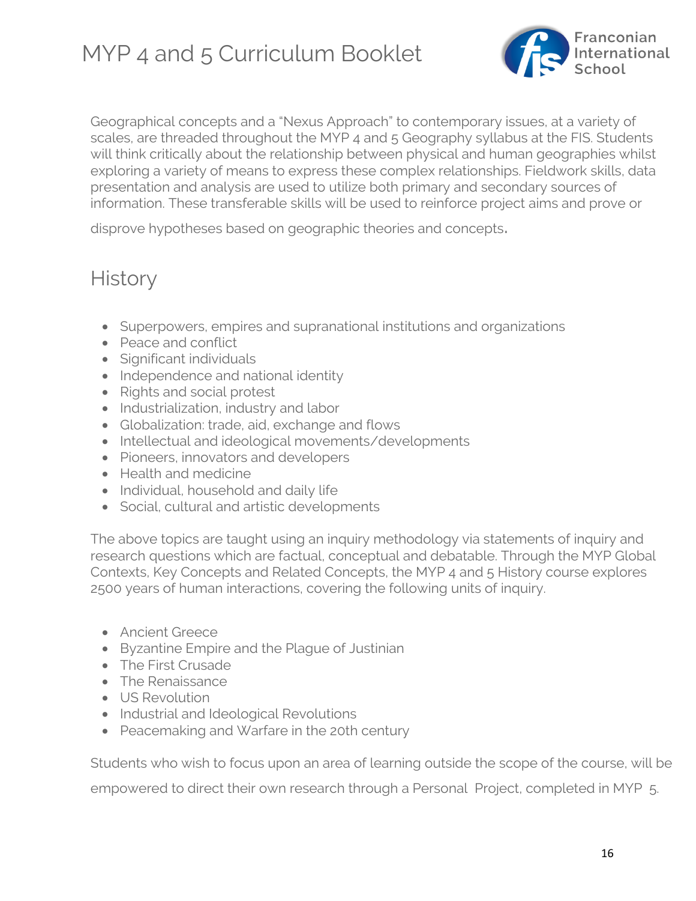Geographical concepts and a "Nexus Approach" to contemporary issues, at a variety of scales, are threaded throughout the MYP 4 and 5 Geography syllabus at the FIS. Students will think critically about the relationship between physical and human geographies whilst exploring a variety of means to express these complex relationships. Fieldwork skills, data presentation and analysis are used to utilize both primary and secondary sources of information. These transferable skills will be used to reinforce project aims and prove or disprove hypotheses based on geographic theories and concepts.

## History

- Superpowers, empires and supranational institutions and organizations
- Peace and conflict
- Significant individuals
- Independence and national identity
- Rights and social protest
- Industrialization, industry and labor
- Globalization: trade, aid, exchange and flows
- Intellectual and ideological movements/developments
- Pioneers, innovators and developers
- Health and medicine
- Individual, household and daily life
- Social, cultural and artistic developments

The above topics are taught using an inquiry methodology via statements of inquiry and research questions which are factual, conceptual and debatable. Through the MYP Global Contexts, Key Concepts and Related Concepts, the MYP 4 and 5 History course explores 2500 years of human interactions, covering the following units of inquiry.

- Ancient Greece
- Byzantine Empire and the Plague of Justinian
- The First Crusade
- The Renaissance
- US Revolution
- Industrial and Ideological Revolutions
- Peacemaking and Warfare in the 20th century

Students who wish to focus upon an area of learning outside the scope of the course, will be empowered to direct their own research through a Personal Project, completed in MYP 5.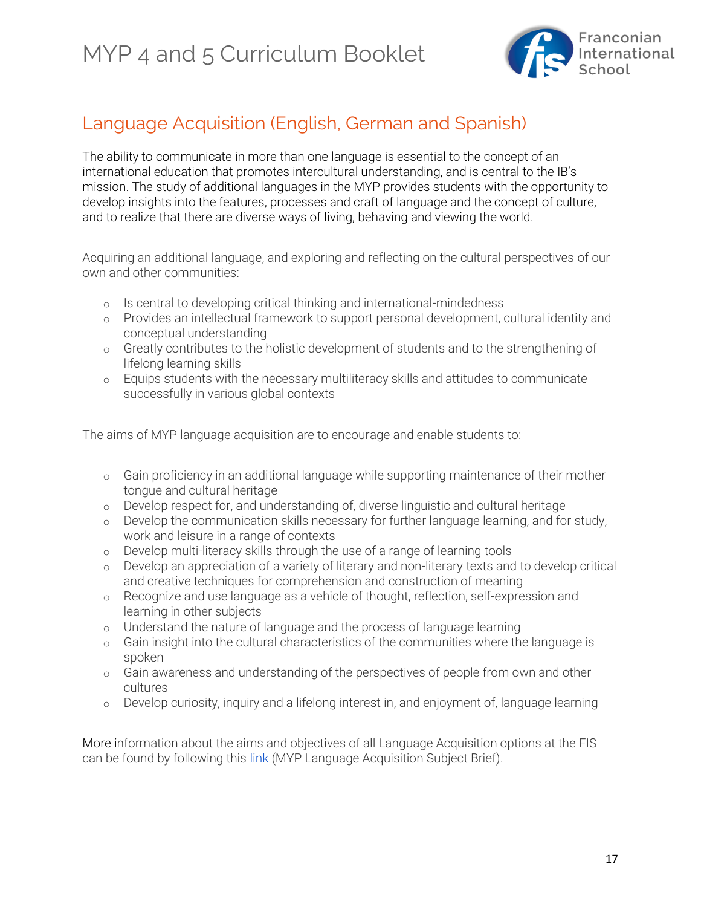## Language Acquisition (English, German and Spanish)

The ability to communicate in more than one language is essential to the concept of an international education that promotes intercultural understanding, and is central to the IB's mission. The study of additional languages in the MYP provides students with the opportunity to develop insights into the features, processes and craft of language and the concept of culture, and to realize that there are diverse ways of living, behaving and viewing the world.

Acquiring an additional language, and exploring and reflecting on the cultural perspectives of our own and other communities:

- Is central to developing critical thinking and international-mindedness
- Provides an intellectual framework to support personal development, cultural identity and conceptual understanding
- Greatly contributes to the holistic development of students and to the strengthening of lifelong learning skills
- Equips students with the necessary multiliteracy skills and attitudes to communicate successfully in various global contexts

The aims of MYP language acquisition are to encourage and enable students to:

- Gain proficiency in an additional language while supporting maintenance of their mother tongue and cultural heritage
- Develop respect for, and understanding of, diverse linguistic and cultural heritage
- Develop the communication skills necessary for further language learning, and for study, work and leisure in a range of contexts
- Develop multi-literacy skills through the use of a range of learning tools
- Develop an appreciation of a variety of literary and non-literary texts and to develop critical and creative techniques for comprehension and construction of meaning
- Recognize and use language as a vehicle of thought, reflection, self-expression and learning in other subjects
- Understand the nature of language and the process of language learning
- Gain insight into the cultural characteristics of the communities where the language is spoken
- Gain awareness and understanding of the perspectives of people from own and other cultures
- Develop curiosity, inquiry and a lifelong interest in, and enjoyment of, language learning

More information about the aims and objectives of all Language Acquisition options at the FIS can be found by following this link (MYP Language Acquisition Subject Brief).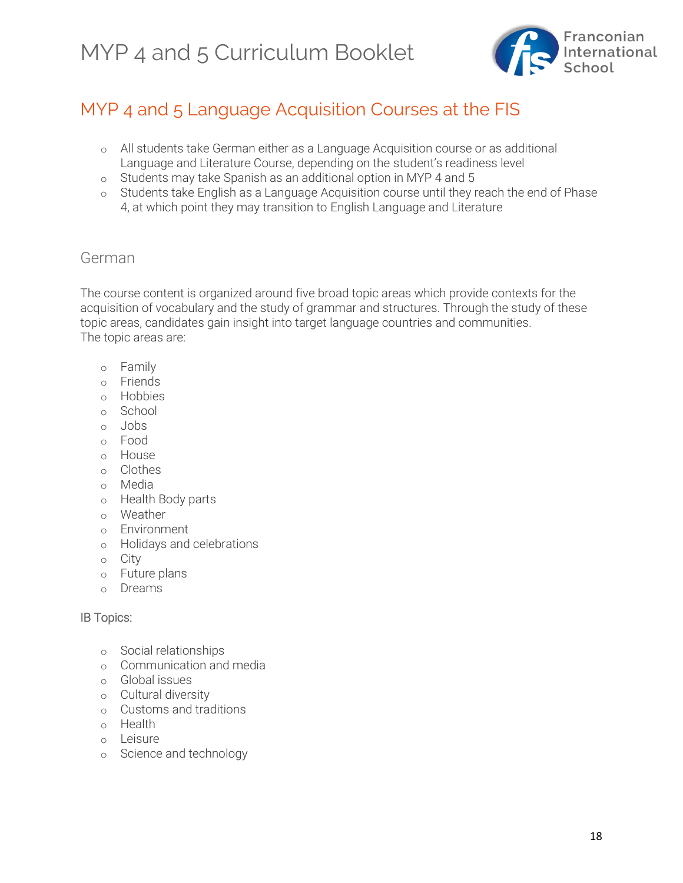## MYP 4 and 5 Language Acquisition Courses at the FIS

- All students take German either as a Language Acquisition course or as additional Language and Literature Course, depending on the student's readiness level
- Students may take Spanish as an additional option in MYP 4 and 5
- Students take English as a Language Acquisition course until they reach the end of Phase 4, at which point they may transition to English Language and Literature

### German

The course content is organized around five broad topic areas which provide contexts for the acquisition of vocabulary and the study of grammar and structures. Through the study of these topic areas, candidates gain insight into target language countries and communities.
The topic areas are:

- Family
- Friends
- Hobbies
- School
- Jobs
- Food
- House
- Clothes
- Media
- Health Body parts
- Weather
- Environment
- Holidays and celebrations
- City
- Future plans
- Dreams

IB Topics:

- Social relationships
- Communication and media
- Global issues
- Cultural diversity
- Customs and traditions
- Health
- Leisure
- Science and technology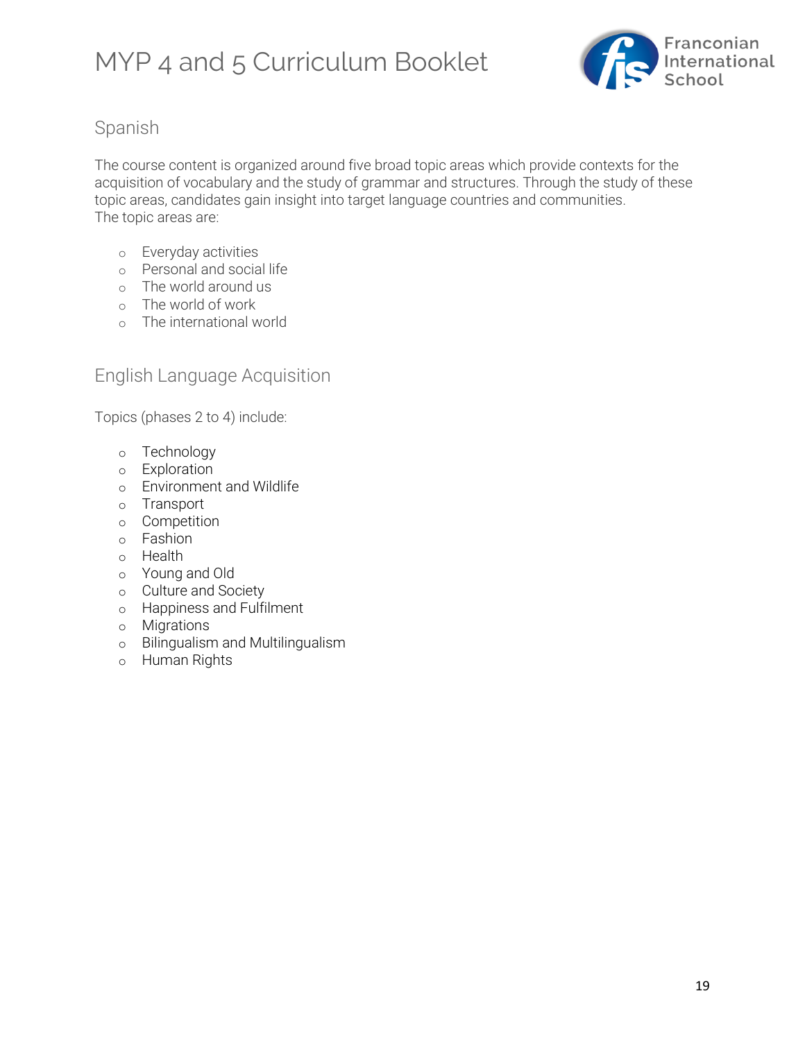## Spanish

The course content is organized around five broad topic areas which provide contexts for the acquisition of vocabulary and the study of grammar and structures. Through the study of these topic areas, candidates gain insight into target language countries and communities.
The topic areas are:

- Everyday activities
- Personal and social life
- The world around us
- The world of work
- The international world

## English Language Acquisition

Topics (phases 2 to 4) include:

- Technology
- Exploration
- Environment and Wildlife
- Transport
- Competition
- Fashion
- Health
- Young and Old
- Culture and Society
- Happiness and Fulfilment
- Migrations
- Bilingualism and Multilingualism
- Human Rights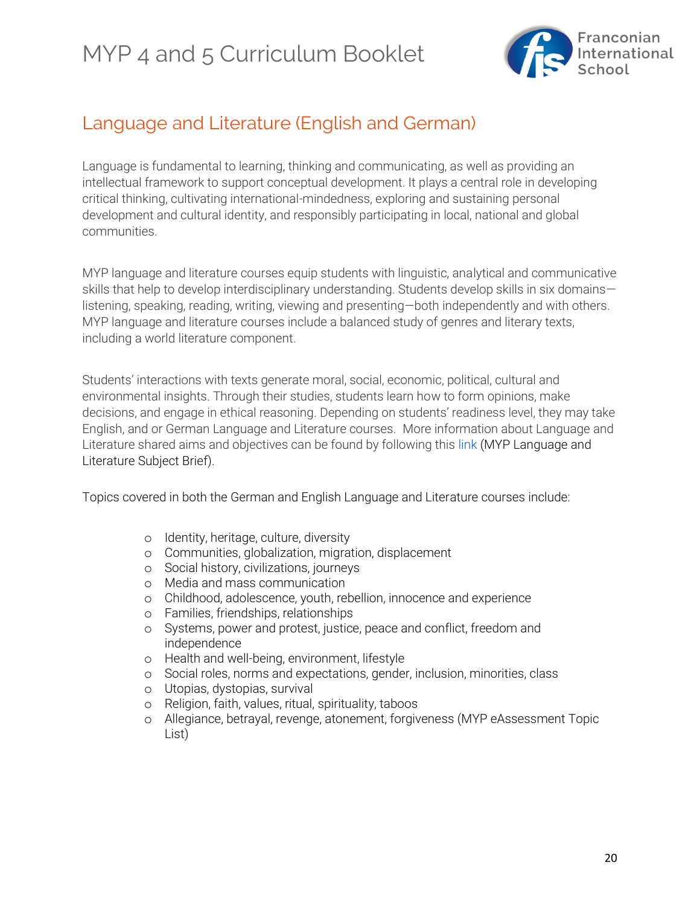## Language and Literature (English and German)

Language is fundamental to learning, thinking and communicating, as well as providing an intellectual framework to support conceptual development. It plays a central role in developing critical thinking, cultivating international-mindedness, exploring and sustaining personal development and cultural identity, and responsibly participating in local, national and global communities.

MYP language and literature courses equip students with linguistic, analytical and communicative skills that help to develop interdisciplinary understanding. Students develop skills in six domains—listening, speaking, reading, writing, viewing and presenting—both independently and with others. MYP language and literature courses include a balanced study of genres and literary texts, including a world literature component.

Students' interactions with texts generate moral, social, economic, political, cultural and environmental insights. Through their studies, students learn how to form opinions, make decisions, and engage in ethical reasoning. Depending on students' readiness level, they may take English, and or German Language and Literature courses. More information about Language and Literature shared aims and objectives can be found by following this link (MYP Language and Literature Subject Brief).

Topics covered in both the German and English Language and Literature courses include:

- Identity, heritage, culture, diversity
- Communities, globalization, migration, displacement
- Social history, civilizations, journeys
- Media and mass communication
- Childhood, adolescence, youth, rebellion, innocence and experience
- Families, friendships, relationships
- Systems, power and protest, justice, peace and conflict, freedom and independence
- Health and well-being, environment, lifestyle
- Social roles, norms and expectations, gender, inclusion, minorities, class
- Utopias, dystopias, survival
- Religion, faith, values, ritual, spirituality, taboos
- Allegiance, betrayal, revenge, atonement, forgiveness (MYP eAssessment Topic List)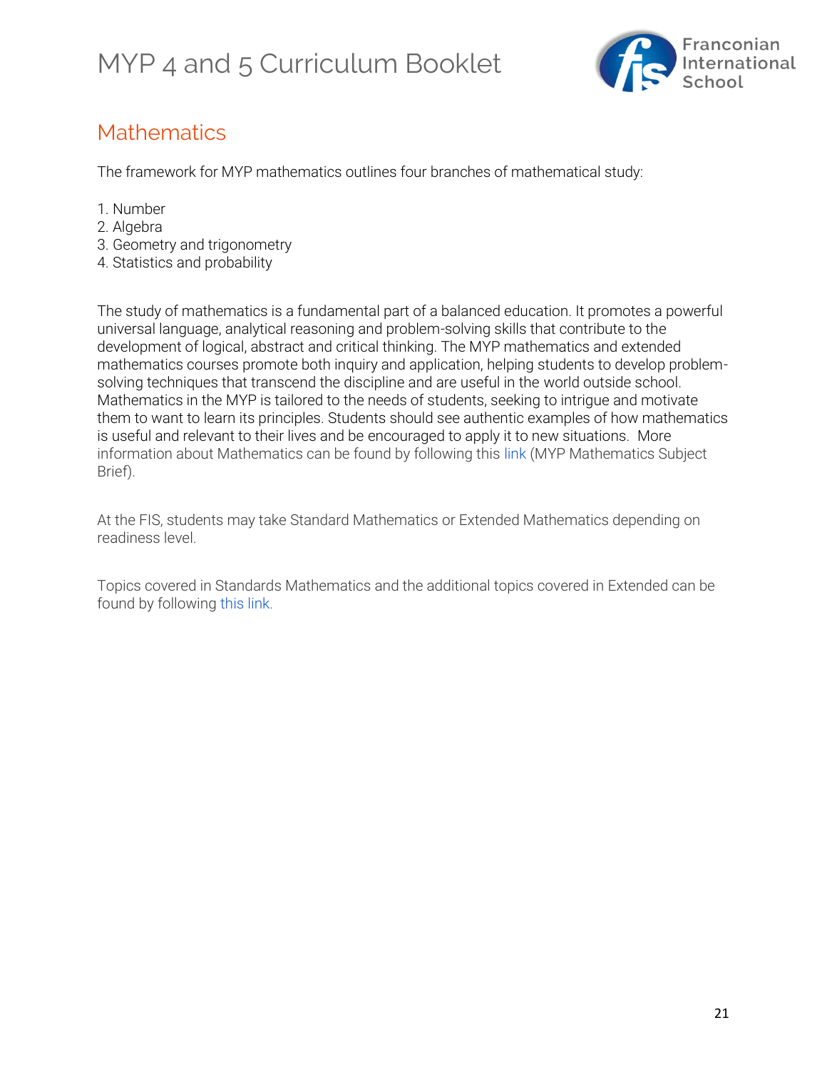## Mathematics

The framework for MYP mathematics outlines four branches of mathematical study:

1. Number
2. Algebra
3. Geometry and trigonometry
4. Statistics and probability

The study of mathematics is a fundamental part of a balanced education. It promotes a powerful universal language, analytical reasoning and problem-solving skills that contribute to the development of logical, abstract and critical thinking. The MYP mathematics and extended mathematics courses promote both inquiry and application, helping students to develop problem-solving techniques that transcend the discipline and are useful in the world outside school. Mathematics in the MYP is tailored to the needs of students, seeking to intrigue and motivate them to want to learn its principles. Students should see authentic examples of how mathematics is useful and relevant to their lives and be encouraged to apply it to new situations. More information about Mathematics can be found by following this link (MYP Mathematics Subject Brief).

At the FIS, students may take Standard Mathematics or Extended Mathematics depending on readiness level.

Topics covered in Standards Mathematics and the additional topics covered in Extended can be found by following this link.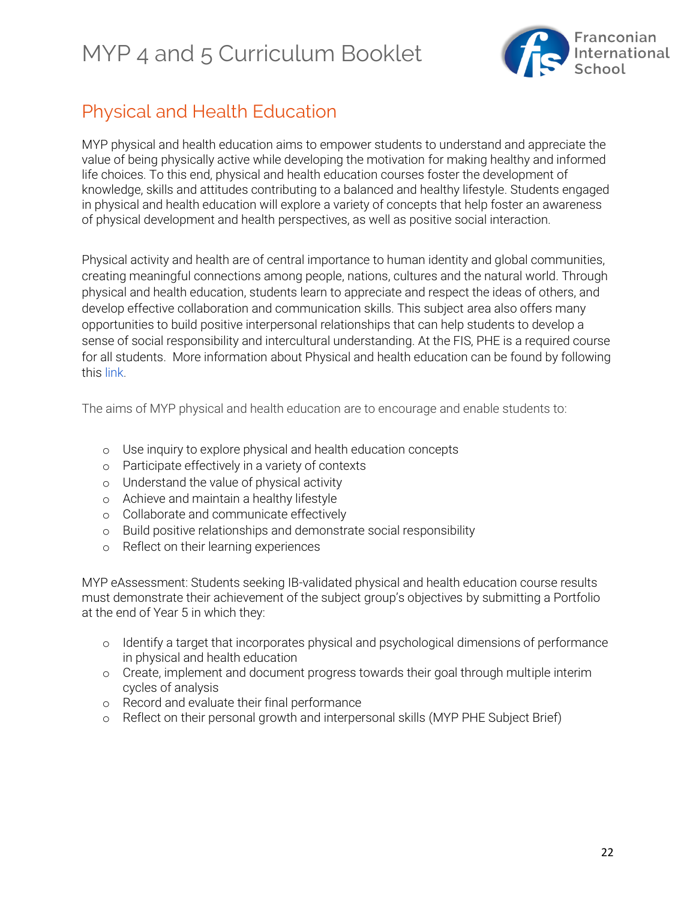## Physical and Health Education

MYP physical and health education aims to empower students to understand and appreciate the value of being physically active while developing the motivation for making healthy and informed life choices. To this end, physical and health education courses foster the development of knowledge, skills and attitudes contributing to a balanced and healthy lifestyle. Students engaged in physical and health education will explore a variety of concepts that help foster an awareness of physical development and health perspectives, as well as positive social interaction.

Physical activity and health are of central importance to human identity and global communities, creating meaningful connections among people, nations, cultures and the natural world. Through physical and health education, students learn to appreciate and respect the ideas of others, and develop effective collaboration and communication skills. This subject area also offers many opportunities to build positive interpersonal relationships that can help students to develop a sense of social responsibility and intercultural understanding. At the FIS, PHE is a required course for all students. More information about Physical and health education can be found by following this link.

The aims of MYP physical and health education are to encourage and enable students to:

- Use inquiry to explore physical and health education concepts
- Participate effectively in a variety of contexts
- Understand the value of physical activity
- Achieve and maintain a healthy lifestyle
- Collaborate and communicate effectively
- Build positive relationships and demonstrate social responsibility
- Reflect on their learning experiences

MYP eAssessment: Students seeking IB-validated physical and health education course results must demonstrate their achievement of the subject group's objectives by submitting a Portfolio at the end of Year 5 in which they:

- Identify a target that incorporates physical and psychological dimensions of performance in physical and health education
- Create, implement and document progress towards their goal through multiple interim cycles of analysis
- Record and evaluate their final performance
- Reflect on their personal growth and interpersonal skills (MYP PHE Subject Brief)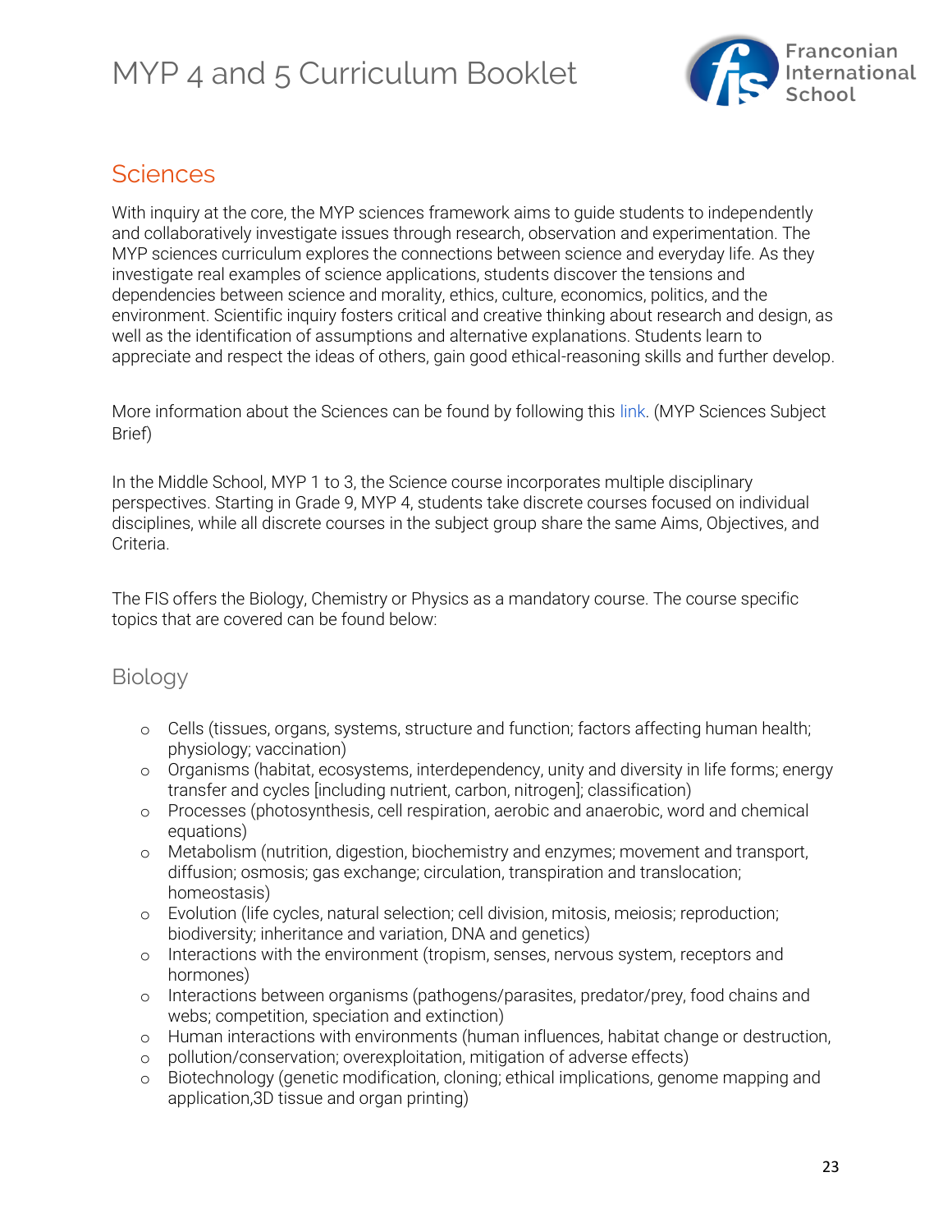## Sciences

With inquiry at the core, the MYP sciences framework aims to guide students to independently and collaboratively investigate issues through research, observation and experimentation. The MYP sciences curriculum explores the connections between science and everyday life. As they investigate real examples of science applications, students discover the tensions and dependencies between science and morality, ethics, culture, economics, politics, and the environment. Scientific inquiry fosters critical and creative thinking about research and design, as well as the identification of assumptions and alternative explanations. Students learn to appreciate and respect the ideas of others, gain good ethical-reasoning skills and further develop.

More information about the Sciences can be found by following this link. (MYP Sciences Subject Brief)

In the Middle School, MYP 1 to 3, the Science course incorporates multiple disciplinary perspectives. Starting in Grade 9, MYP 4, students take discrete courses focused on individual disciplines, while all discrete courses in the subject group share the same Aims, Objectives, and Criteria.

The FIS offers the Biology, Chemistry or Physics as a mandatory course. The course specific topics that are covered can be found below:

### Biology

- Cells (tissues, organs, systems, structure and function; factors affecting human health; physiology; vaccination)
- Organisms (habitat, ecosystems, interdependency, unity and diversity in life forms; energy transfer and cycles [including nutrient, carbon, nitrogen]; classification)
- Processes (photosynthesis, cell respiration, aerobic and anaerobic, word and chemical equations)
- Metabolism (nutrition, digestion, biochemistry and enzymes; movement and transport, diffusion; osmosis; gas exchange; circulation, transpiration and translocation; homeostasis)
- Evolution (life cycles, natural selection; cell division, mitosis, meiosis; reproduction; biodiversity; inheritance and variation, DNA and genetics)
- Interactions with the environment (tropism, senses, nervous system, receptors and hormones)
- Interactions between organisms (pathogens/parasites, predator/prey, food chains and webs; competition, speciation and extinction)
- Human interactions with environments (human influences, habitat change or destruction,
- pollution/conservation; overexploitation, mitigation of adverse effects)
- Biotechnology (genetic modification, cloning; ethical implications, genome mapping and application,3D tissue and organ printing)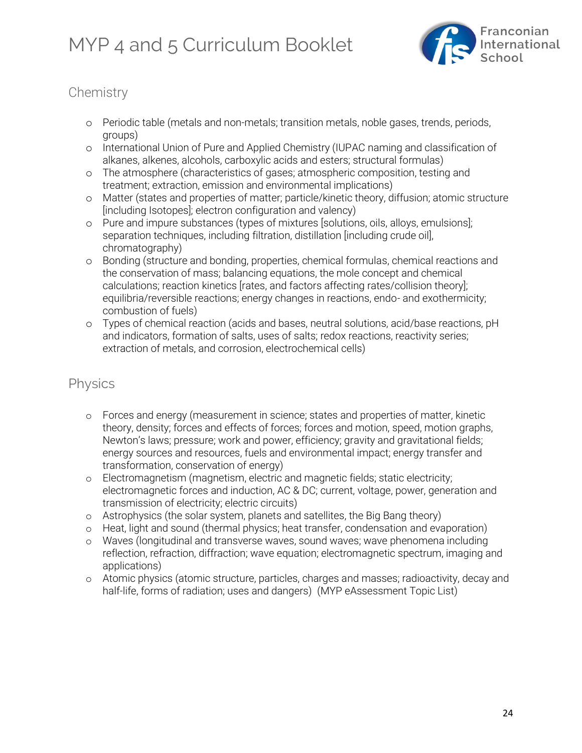## Chemistry

- Periodic table (metals and non-metals; transition metals, noble gases, trends, periods, groups)
- International Union of Pure and Applied Chemistry (IUPAC naming and classification of alkanes, alkenes, alcohols, carboxylic acids and esters; structural formulas)
- The atmosphere (characteristics of gases; atmospheric composition, testing and treatment; extraction, emission and environmental implications)
- Matter (states and properties of matter; particle/kinetic theory, diffusion; atomic structure [including Isotopes]; electron configuration and valency)
- Pure and impure substances (types of mixtures [solutions, oils, alloys, emulsions]; separation techniques, including filtration, distillation [including crude oil], chromatography)
- Bonding (structure and bonding, properties, chemical formulas, chemical reactions and the conservation of mass; balancing equations, the mole concept and chemical calculations; reaction kinetics [rates, and factors affecting rates/collision theory]; equilibria/reversible reactions; energy changes in reactions, endo- and exothermicity; combustion of fuels)
- Types of chemical reaction (acids and bases, neutral solutions, acid/base reactions, pH and indicators, formation of salts, uses of salts; redox reactions, reactivity series; extraction of metals, and corrosion, electrochemical cells)

## Physics

- Forces and energy (measurement in science; states and properties of matter, kinetic theory, density; forces and effects of forces; forces and motion, speed, motion graphs, Newton's laws; pressure; work and power, efficiency; gravity and gravitational fields; energy sources and resources, fuels and environmental impact; energy transfer and transformation, conservation of energy)
- Electromagnetism (magnetism, electric and magnetic fields; static electricity; electromagnetic forces and induction, AC & DC; current, voltage, power, generation and transmission of electricity; electric circuits)
- Astrophysics (the solar system, planets and satellites, the Big Bang theory)
- Heat, light and sound (thermal physics; heat transfer, condensation and evaporation)
- Waves (longitudinal and transverse waves, sound waves; wave phenomena including reflection, refraction, diffraction; wave equation; electromagnetic spectrum, imaging and applications)
- Atomic physics (atomic structure, particles, charges and masses; radioactivity, decay and half-life, forms of radiation; uses and dangers) (MYP eAssessment Topic List)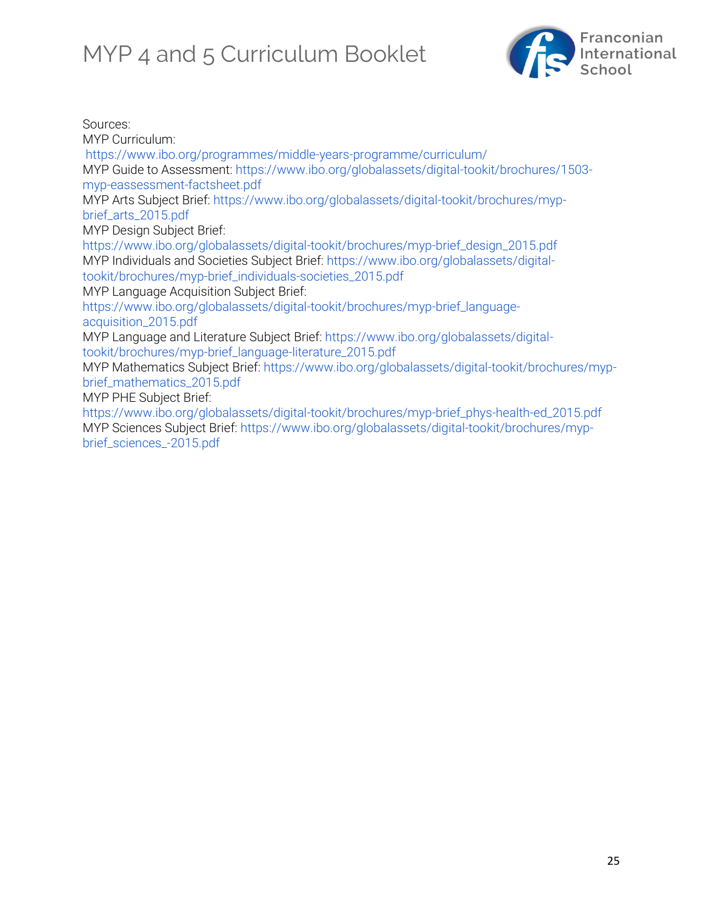Sources:

MYP Curriculum: https://www.ibo.org/programmes/middle-years-programme/curriculum/

MYP Guide to Assessment: https://www.ibo.org/globalassets/digital-tookit/brochures/1503-myp-eassessment-factsheet.pdf

MYP Arts Subject Brief: https://www.ibo.org/globalassets/digital-tookit/brochures/myp-brief_arts_2015.pdf

MYP Design Subject Brief: https://www.ibo.org/globalassets/digital-tookit/brochures/myp-brief_design_2015.pdf

MYP Individuals and Societies Subject Brief: https://www.ibo.org/globalassets/digital-tookit/brochures/myp-brief_individuals-societies_2015.pdf

MYP Language Acquisition Subject Brief: https://www.ibo.org/globalassets/digital-tookit/brochures/myp-brief_language-acquisition_2015.pdf

MYP Language and Literature Subject Brief: https://www.ibo.org/globalassets/digital-tookit/brochures/myp-brief_language-literature_2015.pdf

MYP Mathematics Subject Brief: https://www.ibo.org/globalassets/digital-tookit/brochures/myp-brief_mathematics_2015.pdf

MYP PHE Subject Brief: https://www.ibo.org/globalassets/digital-tookit/brochures/myp-brief_phys-health-ed_2015.pdf

MYP Sciences Subject Brief: https://www.ibo.org/globalassets/digital-tookit/brochures/myp-brief_sciences_-2015.pdf